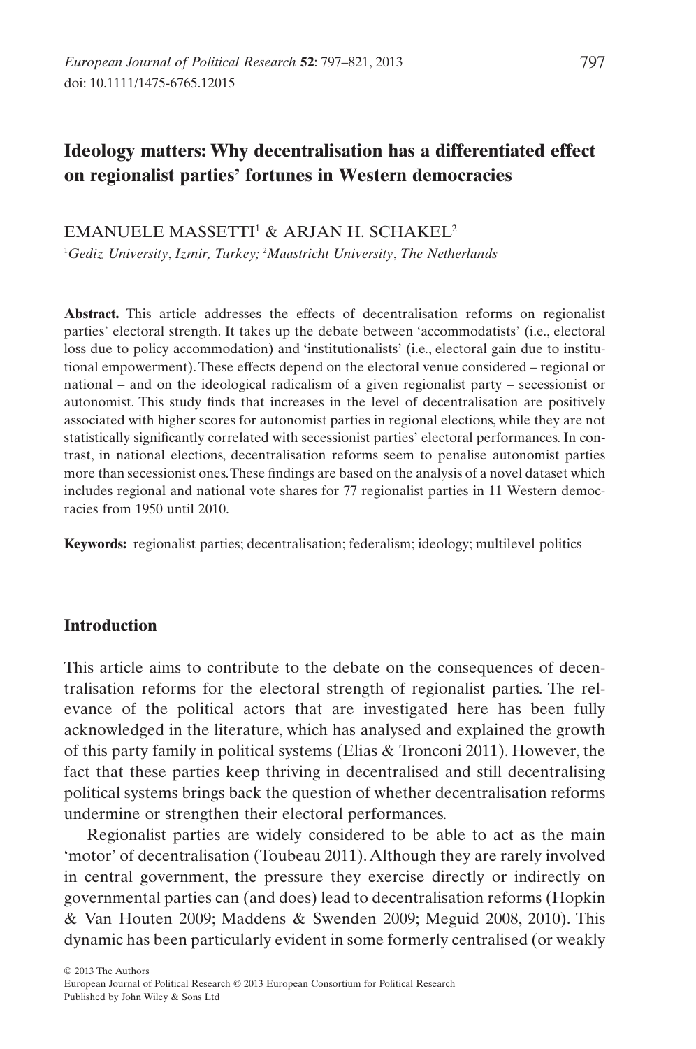# Ideology matters: Why decentralisation has a differentiated effect on regionalist parties' fortunes in Western democracies

EMANUELE MASSETTI[1] & ARJAN H. SCHAKEL[2]

[1]*Gediz University*, *Izmir, Turkey;* [2]*Maastricht University*, *The Netherlands*

**Abstract.** This article addresses the effects of decentralisation reforms on regionalist parties' electoral strength. It takes up the debate between 'accommodatists' (i.e., electoral loss due to policy accommodation) and 'institutionalists' (i.e., electoral gain due to institutional empowerment). These effects depend on the electoral venue considered – regional or national – and on the ideological radicalism of a given regionalist party – secessionist or autonomist. This study finds that increases in the level of decentralisation are positively associated with higher scores for autonomist parties in regional elections, while they are not statistically significantly correlated with secessionist parties' electoral performances. In contrast, in national elections, decentralisation reforms seem to penalise autonomist parties more than secessionist ones. These findings are based on the analysis of a novel dataset which includes regional and national vote shares for 77 regionalist parties in 11 Western democracies from 1950 until 2010.

**Keywords:** regionalist parties; decentralisation; federalism; ideology; multilevel politics

## Introduction

This article aims to contribute to the debate on the consequences of decentralisation reforms for the electoral strength of regionalist parties. The relevance of the political actors that are investigated here has been fully acknowledged in the literature, which has analysed and explained the growth of this party family in political systems (Elias & Tronconi 2011). However, the fact that these parties keep thriving in decentralised and still decentralising political systems brings back the question of whether decentralisation reforms undermine or strengthen their electoral performances.

Regionalist parties are widely considered to be able to act as the main 'motor' of decentralisation (Toubeau 2011). Although they are rarely involved in central government, the pressure they exercise directly or indirectly on governmental parties can (and does) lead to decentralisation reforms (Hopkin & Van Houten 2009; Maddens & Swenden 2009; Meguid 2008, 2010). This dynamic has been particularly evident in some formerly centralised (or weakly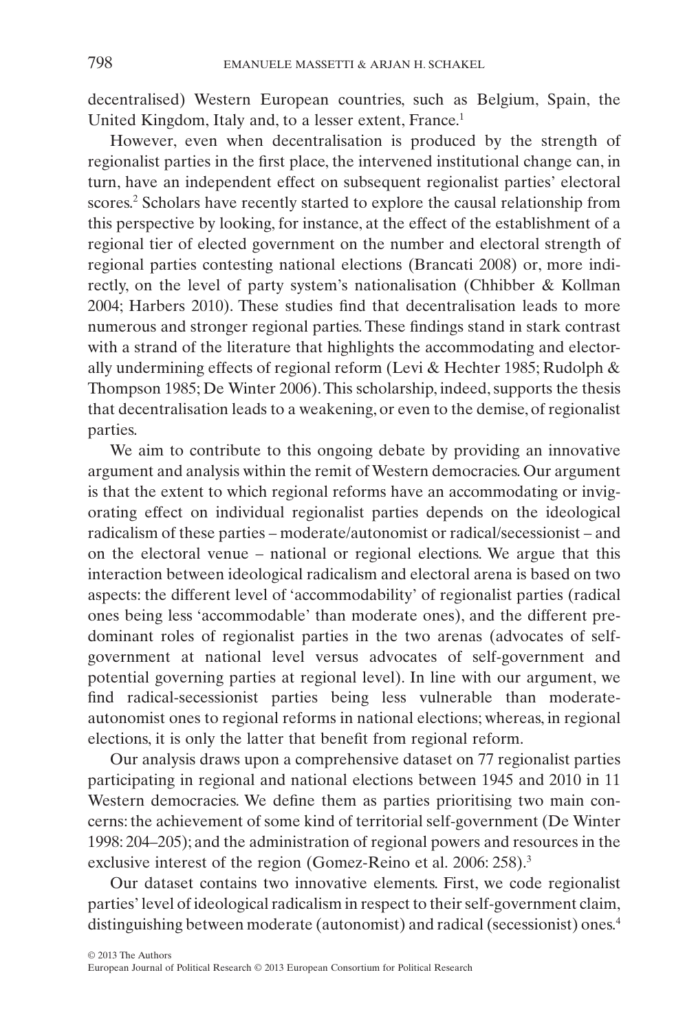decentralised) Western European countries, such as Belgium, Spain, the United Kingdom, Italy and, to a lesser extent, France.[1]

However, even when decentralisation is produced by the strength of regionalist parties in the first place, the intervened institutional change can, in turn, have an independent effect on subsequent regionalist parties' electoral scores.[2] Scholars have recently started to explore the causal relationship from this perspective by looking, for instance, at the effect of the establishment of a regional tier of elected government on the number and electoral strength of regional parties contesting national elections (Brancati 2008) or, more indirectly, on the level of party system's nationalisation (Chhibber & Kollman 2004; Harbers 2010). These studies find that decentralisation leads to more numerous and stronger regional parties. These findings stand in stark contrast with a strand of the literature that highlights the accommodating and electorally undermining effects of regional reform (Levi & Hechter 1985; Rudolph & Thompson 1985; De Winter 2006). This scholarship, indeed, supports the thesis that decentralisation leads to a weakening, or even to the demise, of regionalist parties.

We aim to contribute to this ongoing debate by providing an innovative argument and analysis within the remit of Western democracies. Our argument is that the extent to which regional reforms have an accommodating or invigorating effect on individual regionalist parties depends on the ideological radicalism of these parties – moderate/autonomist or radical/secessionist – and on the electoral venue – national or regional elections. We argue that this interaction between ideological radicalism and electoral arena is based on two aspects: the different level of 'accommodability' of regionalist parties (radical ones being less 'accommodable' than moderate ones), and the different predominant roles of regionalist parties in the two arenas (advocates of self-government at national level versus advocates of self-government and potential governing parties at regional level). In line with our argument, we find radical-secessionist parties being less vulnerable than moderate-autonomist ones to regional reforms in national elections; whereas, in regional elections, it is only the latter that benefit from regional reform.

Our analysis draws upon a comprehensive dataset on 77 regionalist parties participating in regional and national elections between 1945 and 2010 in 11 Western democracies. We define them as parties prioritising two main concerns: the achievement of some kind of territorial self-government (De Winter 1998: 204–205); and the administration of regional powers and resources in the exclusive interest of the region (Gomez-Reino et al. 2006: 258).[3]

Our dataset contains two innovative elements. First, we code regionalist parties' level of ideological radicalism in respect to their self-government claim, distinguishing between moderate (autonomist) and radical (secessionist) ones.[4]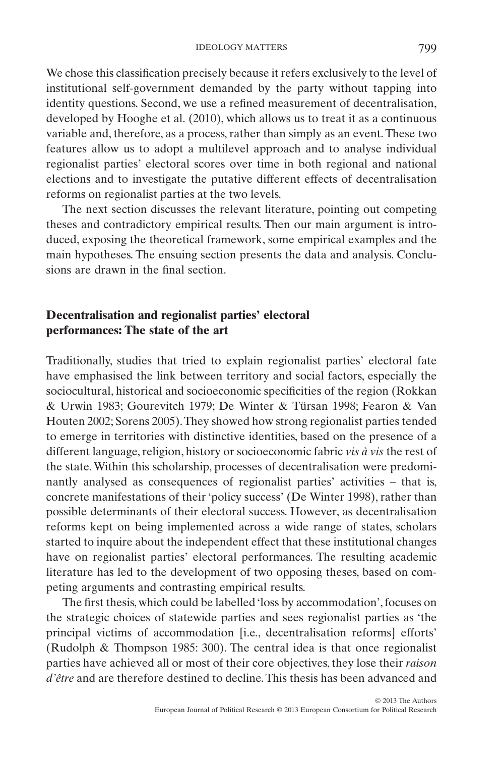We chose this classification precisely because it refers exclusively to the level of institutional self-government demanded by the party without tapping into identity questions. Second, we use a refined measurement of decentralisation, developed by Hooghe et al. (2010), which allows us to treat it as a continuous variable and, therefore, as a process, rather than simply as an event. These two features allow us to adopt a multilevel approach and to analyse individual regionalist parties' electoral scores over time in both regional and national elections and to investigate the putative different effects of decentralisation reforms on regionalist parties at the two levels.

The next section discusses the relevant literature, pointing out competing theses and contradictory empirical results. Then our main argument is introduced, exposing the theoretical framework, some empirical examples and the main hypotheses. The ensuing section presents the data and analysis. Conclusions are drawn in the final section.

## Decentralisation and regionalist parties' electoral performances: The state of the art

Traditionally, studies that tried to explain regionalist parties' electoral fate have emphasised the link between territory and social factors, especially the sociocultural, historical and socioeconomic specificities of the region (Rokkan & Urwin 1983; Gourevitch 1979; De Winter & Türsan 1998; Fearon & Van Houten 2002; Sorens 2005). They showed how strong regionalist parties tended to emerge in territories with distinctive identities, based on the presence of a different language, religion, history or socioeconomic fabric *vis à vis* the rest of the state. Within this scholarship, processes of decentralisation were predominantly analysed as consequences of regionalist parties' activities – that is, concrete manifestations of their 'policy success' (De Winter 1998), rather than possible determinants of their electoral success. However, as decentralisation reforms kept on being implemented across a wide range of states, scholars started to inquire about the independent effect that these institutional changes have on regionalist parties' electoral performances. The resulting academic literature has led to the development of two opposing theses, based on competing arguments and contrasting empirical results.

The first thesis, which could be labelled 'loss by accommodation', focuses on the strategic choices of statewide parties and sees regionalist parties as 'the principal victims of accommodation [i.e., decentralisation reforms] efforts' (Rudolph & Thompson 1985: 300). The central idea is that once regionalist parties have achieved all or most of their core objectives, they lose their *raison d'être* and are therefore destined to decline. This thesis has been advanced and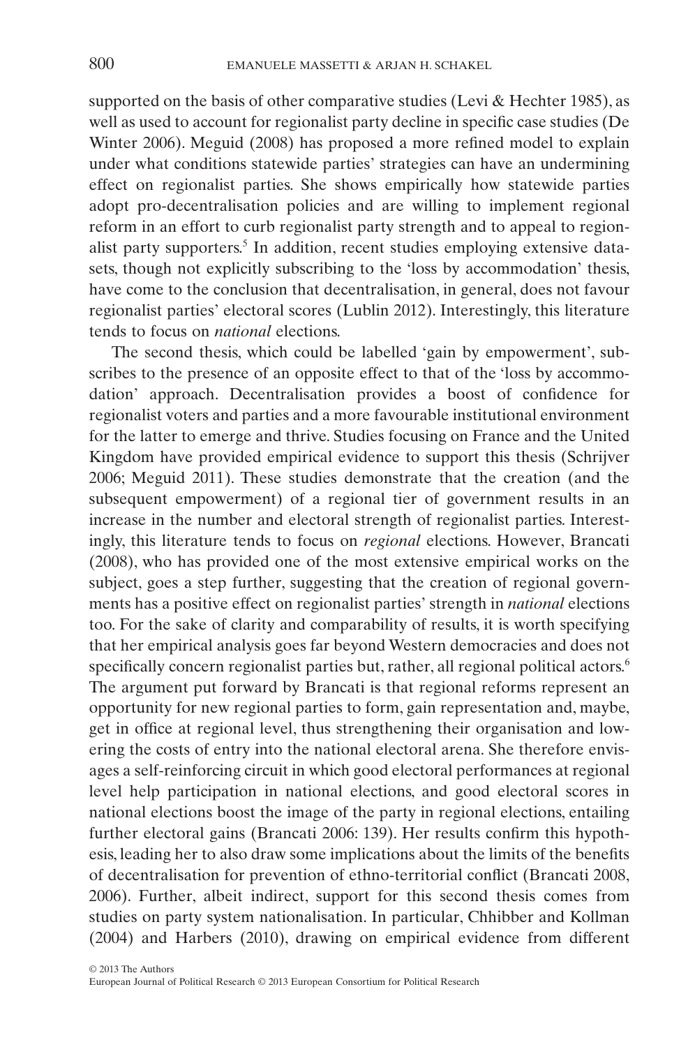supported on the basis of other comparative studies (Levi & Hechter 1985), as well as used to account for regionalist party decline in specific case studies (De Winter 2006). Meguid (2008) has proposed a more refined model to explain under what conditions statewide parties' strategies can have an undermining effect on regionalist parties. She shows empirically how statewide parties adopt pro-decentralisation policies and are willing to implement regional reform in an effort to curb regionalist party strength and to appeal to regionalist party supporters.[5] In addition, recent studies employing extensive datasets, though not explicitly subscribing to the 'loss by accommodation' thesis, have come to the conclusion that decentralisation, in general, does not favour regionalist parties' electoral scores (Lublin 2012). Interestingly, this literature tends to focus on *national* elections.

The second thesis, which could be labelled 'gain by empowerment', subscribes to the presence of an opposite effect to that of the 'loss by accommodation' approach. Decentralisation provides a boost of confidence for regionalist voters and parties and a more favourable institutional environment for the latter to emerge and thrive. Studies focusing on France and the United Kingdom have provided empirical evidence to support this thesis (Schrijver 2006; Meguid 2011). These studies demonstrate that the creation (and the subsequent empowerment) of a regional tier of government results in an increase in the number and electoral strength of regionalist parties. Interestingly, this literature tends to focus on *regional* elections. However, Brancati (2008), who has provided one of the most extensive empirical works on the subject, goes a step further, suggesting that the creation of regional governments has a positive effect on regionalist parties' strength in *national* elections too. For the sake of clarity and comparability of results, it is worth specifying that her empirical analysis goes far beyond Western democracies and does not specifically concern regionalist parties but, rather, all regional political actors.[6] The argument put forward by Brancati is that regional reforms represent an opportunity for new regional parties to form, gain representation and, maybe, get in office at regional level, thus strengthening their organisation and lowering the costs of entry into the national electoral arena. She therefore envisages a self-reinforcing circuit in which good electoral performances at regional level help participation in national elections, and good electoral scores in national elections boost the image of the party in regional elections, entailing further electoral gains (Brancati 2006: 139). Her results confirm this hypothesis, leading her to also draw some implications about the limits of the benefits of decentralisation for prevention of ethno-territorial conflict (Brancati 2008, 2006). Further, albeit indirect, support for this second thesis comes from studies on party system nationalisation. In particular, Chhibber and Kollman (2004) and Harbers (2010), drawing on empirical evidence from different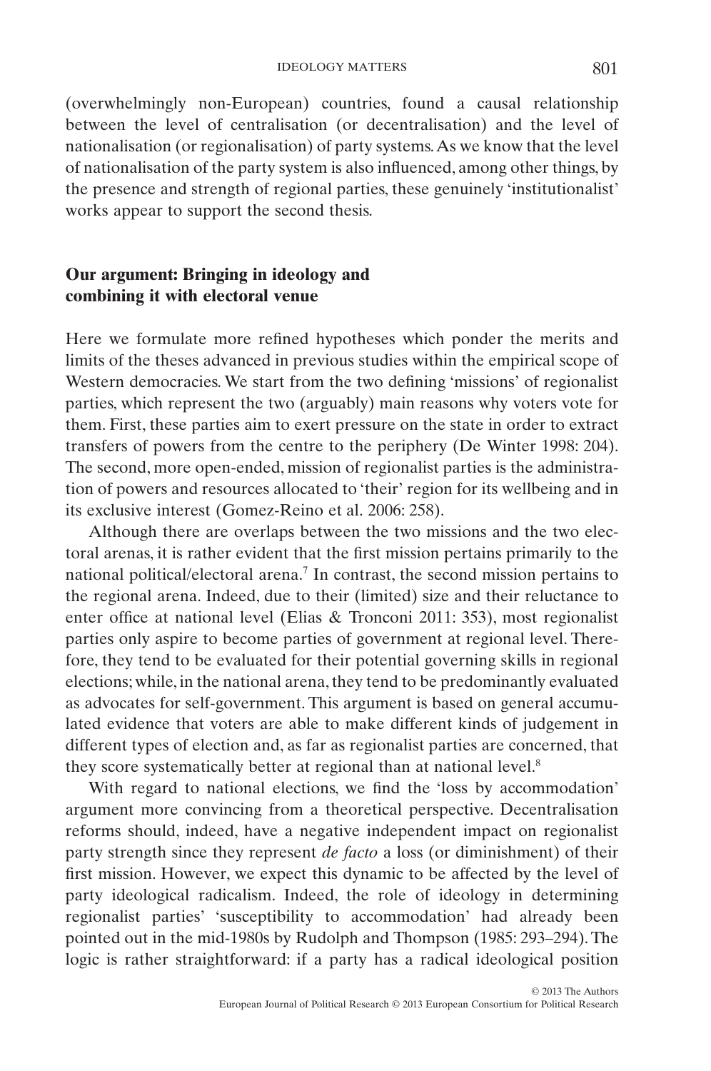(overwhelmingly non-European) countries, found a causal relationship between the level of centralisation (or decentralisation) and the level of nationalisation (or regionalisation) of party systems. As we know that the level of nationalisation of the party system is also influenced, among other things, by the presence and strength of regional parties, these genuinely 'institutionalist' works appear to support the second thesis.

## Our argument: Bringing in ideology and combining it with electoral venue

Here we formulate more refined hypotheses which ponder the merits and limits of the theses advanced in previous studies within the empirical scope of Western democracies. We start from the two defining 'missions' of regionalist parties, which represent the two (arguably) main reasons why voters vote for them. First, these parties aim to exert pressure on the state in order to extract transfers of powers from the centre to the periphery (De Winter 1998: 204). The second, more open-ended, mission of regionalist parties is the administration of powers and resources allocated to 'their' region for its wellbeing and in its exclusive interest (Gomez-Reino et al. 2006: 258).

Although there are overlaps between the two missions and the two electoral arenas, it is rather evident that the first mission pertains primarily to the national political/electoral arena.[7] In contrast, the second mission pertains to the regional arena. Indeed, due to their (limited) size and their reluctance to enter office at national level (Elias & Tronconi 2011: 353), most regionalist parties only aspire to become parties of government at regional level. Therefore, they tend to be evaluated for their potential governing skills in regional elections; while, in the national arena, they tend to be predominantly evaluated as advocates for self-government. This argument is based on general accumulated evidence that voters are able to make different kinds of judgement in different types of election and, as far as regionalist parties are concerned, that they score systematically better at regional than at national level.[8]

With regard to national elections, we find the 'loss by accommodation' argument more convincing from a theoretical perspective. Decentralisation reforms should, indeed, have a negative independent impact on regionalist party strength since they represent *de facto* a loss (or diminishment) of their first mission. However, we expect this dynamic to be affected by the level of party ideological radicalism. Indeed, the role of ideology in determining regionalist parties' 'susceptibility to accommodation' had already been pointed out in the mid-1980s by Rudolph and Thompson (1985: 293–294). The logic is rather straightforward: if a party has a radical ideological position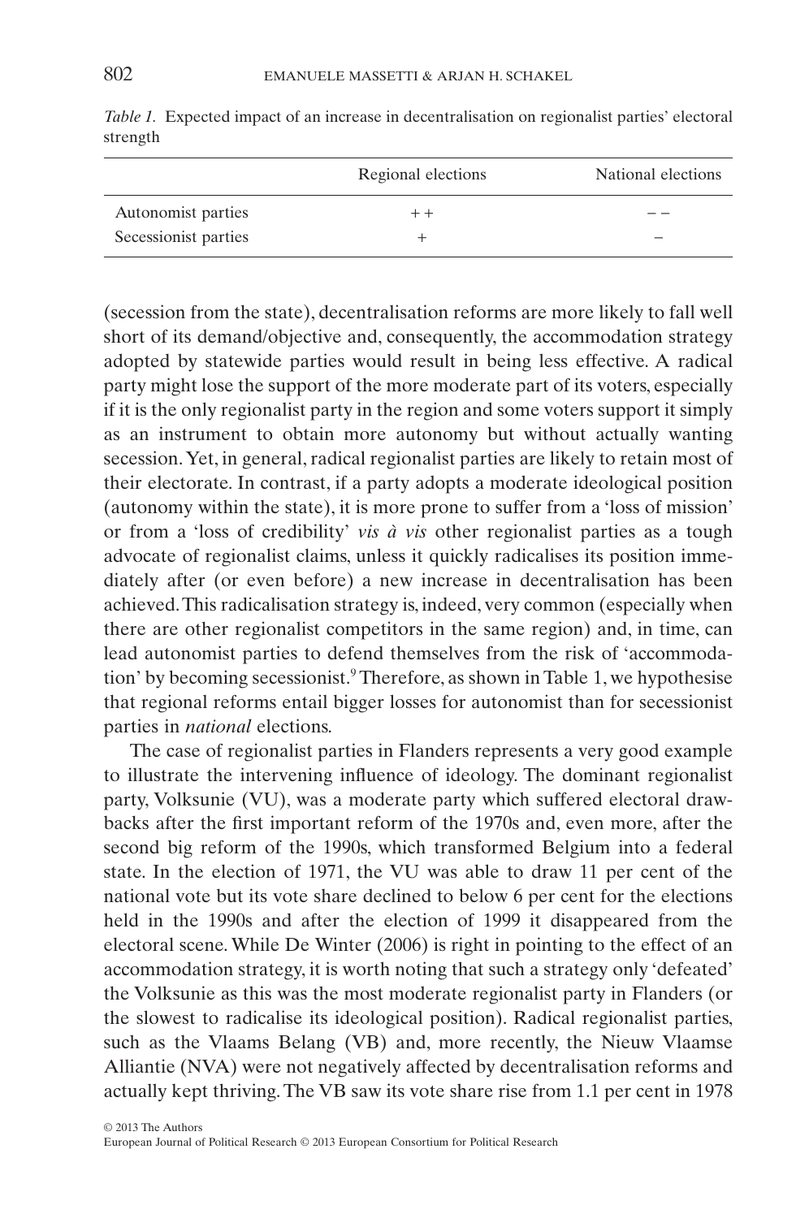*Table 1.* Expected impact of an increase in decentralisation on regionalist parties' electoral strength

| | Regional elections | National elections |
|---|---|---|
| Autonomist parties | + + | – – |
| Secessionist parties | + | – |

(secession from the state), decentralisation reforms are more likely to fall well short of its demand/objective and, consequently, the accommodation strategy adopted by statewide parties would result in being less effective. A radical party might lose the support of the more moderate part of its voters, especially if it is the only regionalist party in the region and some voters support it simply as an instrument to obtain more autonomy but without actually wanting secession. Yet, in general, radical regionalist parties are likely to retain most of their electorate. In contrast, if a party adopts a moderate ideological position (autonomy within the state), it is more prone to suffer from a 'loss of mission' or from a 'loss of credibility' *vis à vis* other regionalist parties as a tough advocate of regionalist claims, unless it quickly radicalises its position immediately after (or even before) a new increase in decentralisation has been achieved. This radicalisation strategy is, indeed, very common (especially when there are other regionalist competitors in the same region) and, in time, can lead autonomist parties to defend themselves from the risk of 'accommodation' by becoming secessionist.[9] Therefore, as shown in Table 1, we hypothesise that regional reforms entail bigger losses for autonomist than for secessionist parties in *national* elections.

The case of regionalist parties in Flanders represents a very good example to illustrate the intervening influence of ideology. The dominant regionalist party, Volksunie (VU), was a moderate party which suffered electoral drawbacks after the first important reform of the 1970s and, even more, after the second big reform of the 1990s, which transformed Belgium into a federal state. In the election of 1971, the VU was able to draw 11 per cent of the national vote but its vote share declined to below 6 per cent for the elections held in the 1990s and after the election of 1999 it disappeared from the electoral scene. While De Winter (2006) is right in pointing to the effect of an accommodation strategy, it is worth noting that such a strategy only 'defeated' the Volksunie as this was the most moderate regionalist party in Flanders (or the slowest to radicalise its ideological position). Radical regionalist parties, such as the Vlaams Belang (VB) and, more recently, the Nieuw Vlaamse Alliantie (NVA) were not negatively affected by decentralisation reforms and actually kept thriving. The VB saw its vote share rise from 1.1 per cent in 1978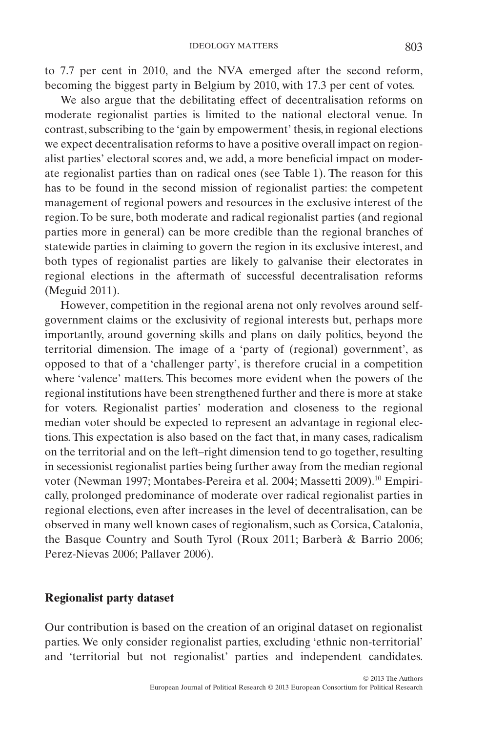to 7.7 per cent in 2010, and the NVA emerged after the second reform, becoming the biggest party in Belgium by 2010, with 17.3 per cent of votes.

We also argue that the debilitating effect of decentralisation reforms on moderate regionalist parties is limited to the national electoral venue. In contrast, subscribing to the 'gain by empowerment' thesis, in regional elections we expect decentralisation reforms to have a positive overall impact on regionalist parties' electoral scores and, we add, a more beneficial impact on moderate regionalist parties than on radical ones (see Table 1). The reason for this has to be found in the second mission of regionalist parties: the competent management of regional powers and resources in the exclusive interest of the region. To be sure, both moderate and radical regionalist parties (and regional parties more in general) can be more credible than the regional branches of statewide parties in claiming to govern the region in its exclusive interest, and both types of regionalist parties are likely to galvanise their electorates in regional elections in the aftermath of successful decentralisation reforms (Meguid 2011).

However, competition in the regional arena not only revolves around self-government claims or the exclusivity of regional interests but, perhaps more importantly, around governing skills and plans on daily politics, beyond the territorial dimension. The image of a 'party of (regional) government', as opposed to that of a 'challenger party', is therefore crucial in a competition where 'valence' matters. This becomes more evident when the powers of the regional institutions have been strengthened further and there is more at stake for voters. Regionalist parties' moderation and closeness to the regional median voter should be expected to represent an advantage in regional elections. This expectation is also based on the fact that, in many cases, radicalism on the territorial and on the left–right dimension tend to go together, resulting in secessionist regionalist parties being further away from the median regional voter (Newman 1997; Montabes-Pereira et al. 2004; Massetti 2009).[10] Empirically, prolonged predominance of moderate over radical regionalist parties in regional elections, even after increases in the level of decentralisation, can be observed in many well known cases of regionalism, such as Corsica, Catalonia, the Basque Country and South Tyrol (Roux 2011; Barberà & Barrio 2006; Perez-Nievas 2006; Pallaver 2006).

## Regionalist party dataset

Our contribution is based on the creation of an original dataset on regionalist parties. We only consider regionalist parties, excluding 'ethnic non-territorial' and 'territorial but not regionalist' parties and independent candidates.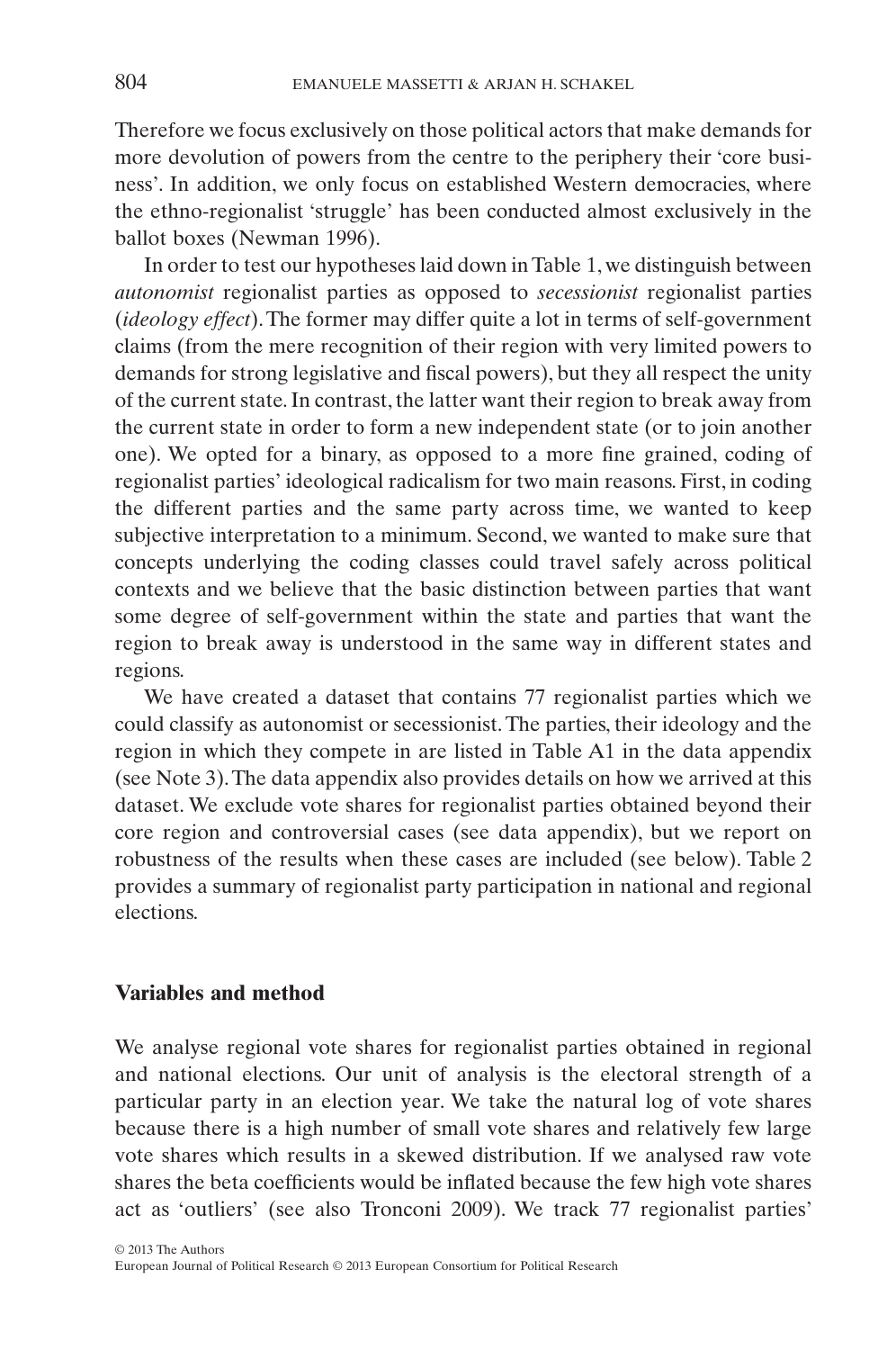Therefore we focus exclusively on those political actors that make demands for more devolution of powers from the centre to the periphery their 'core business'. In addition, we only focus on established Western democracies, where the ethno-regionalist 'struggle' has been conducted almost exclusively in the ballot boxes (Newman 1996).

In order to test our hypotheses laid down in Table 1, we distinguish between *autonomist* regionalist parties as opposed to *secessionist* regionalist parties (*ideology effect*). The former may differ quite a lot in terms of self-government claims (from the mere recognition of their region with very limited powers to demands for strong legislative and fiscal powers), but they all respect the unity of the current state. In contrast, the latter want their region to break away from the current state in order to form a new independent state (or to join another one). We opted for a binary, as opposed to a more fine grained, coding of regionalist parties' ideological radicalism for two main reasons. First, in coding the different parties and the same party across time, we wanted to keep subjective interpretation to a minimum. Second, we wanted to make sure that concepts underlying the coding classes could travel safely across political contexts and we believe that the basic distinction between parties that want some degree of self-government within the state and parties that want the region to break away is understood in the same way in different states and regions.

We have created a dataset that contains 77 regionalist parties which we could classify as autonomist or secessionist. The parties, their ideology and the region in which they compete in are listed in Table A1 in the data appendix (see Note 3). The data appendix also provides details on how we arrived at this dataset. We exclude vote shares for regionalist parties obtained beyond their core region and controversial cases (see data appendix), but we report on robustness of the results when these cases are included (see below). Table 2 provides a summary of regionalist party participation in national and regional elections.

## Variables and method

We analyse regional vote shares for regionalist parties obtained in regional and national elections. Our unit of analysis is the electoral strength of a particular party in an election year. We take the natural log of vote shares because there is a high number of small vote shares and relatively few large vote shares which results in a skewed distribution. If we analysed raw vote shares the beta coefficients would be inflated because the few high vote shares act as 'outliers' (see also Tronconi 2009). We track 77 regionalist parties'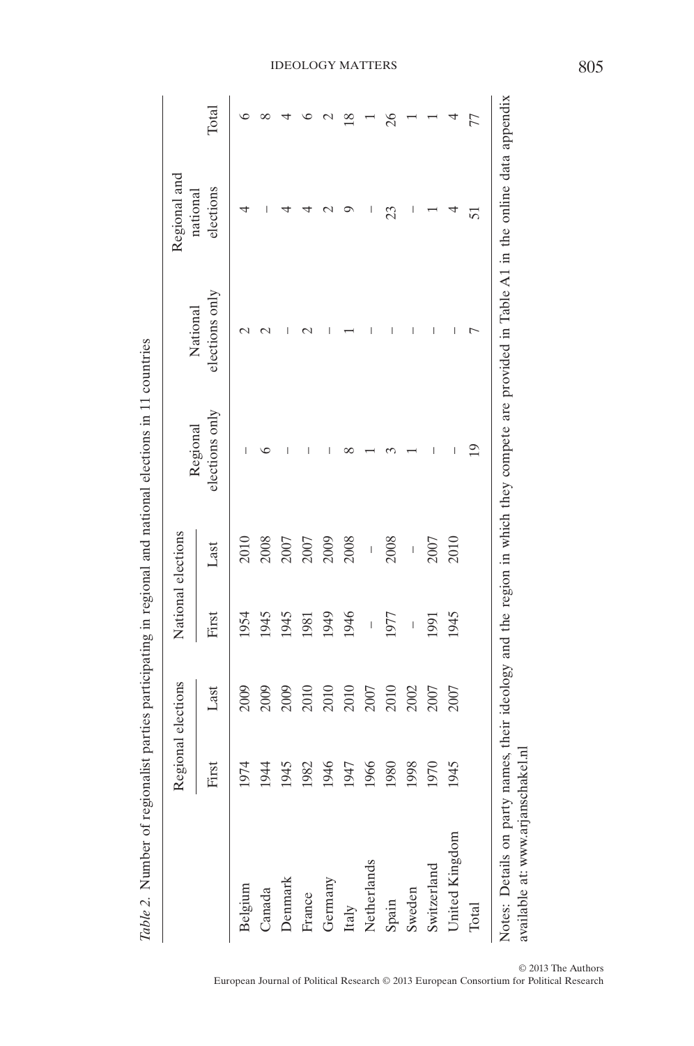*Table 2.* Number of regionalist parties participating in regional and national elections in 11 countries

| | Regional elections | | National elections | | Regional elections only | National elections only | Regional and national elections | Total |
|---|---|---|---|---|---|---|---|---|
| | First | Last | First | Last | | | | |
| Belgium | 1974 | 2009 | 1954 | 2010 | – | 2 | 4 | 6 |
| Canada | 1944 | 2009 | 1945 | 2008 | 6 | 2 | – | 8 |
| Denmark | 1945 | 2009 | 1945 | 2007 | – | – | 4 | 4 |
| France | 1982 | 2010 | 1981 | 2007 | – | 2 | 4 | 6 |
| Germany | 1946 | 2010 | 1949 | 2009 | – | – | 2 | 2 |
| Italy | 1947 | 2010 | 1946 | 2008 | 8 | 1 | 9 | 18 |
| Netherlands | 1966 | 2007 | – | – | 1 | – | – | 1 |
| Spain | 1980 | 2010 | 1977 | 2008 | 3 | – | 23 | 26 |
| Sweden | 1998 | 2002 | – | – | 1 | – | – | 1 |
| Switzerland | 1970 | 2007 | 1991 | 2007 | – | – | 1 | 1 |
| United Kingdom | 1945 | 2007 | 1945 | 2010 | – | – | 4 | 4 |
| Total | | | | | 19 | 7 | 51 | 77 |

Notes: Details on party names, their ideology and the region in which they compete are provided in Table A1 in the online data appendix available at: www.arjanschakel.nl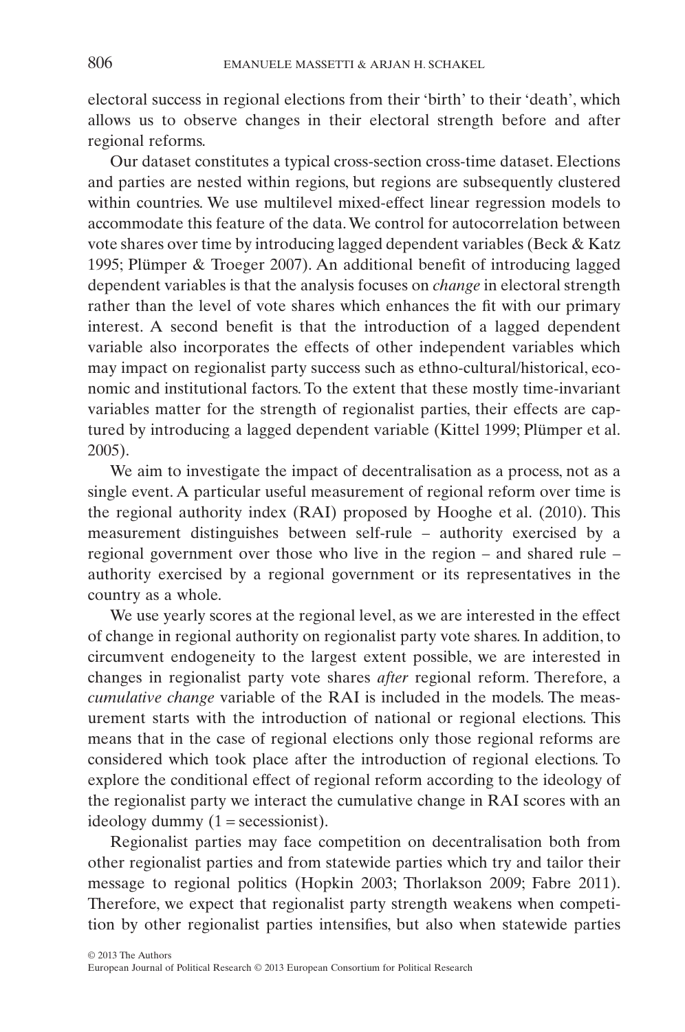electoral success in regional elections from their 'birth' to their 'death', which allows us to observe changes in their electoral strength before and after regional reforms.

Our dataset constitutes a typical cross-section cross-time dataset. Elections and parties are nested within regions, but regions are subsequently clustered within countries. We use multilevel mixed-effect linear regression models to accommodate this feature of the data. We control for autocorrelation between vote shares over time by introducing lagged dependent variables (Beck & Katz 1995; Plümper & Troeger 2007). An additional benefit of introducing lagged dependent variables is that the analysis focuses on *change* in electoral strength rather than the level of vote shares which enhances the fit with our primary interest. A second benefit is that the introduction of a lagged dependent variable also incorporates the effects of other independent variables which may impact on regionalist party success such as ethno-cultural/historical, economic and institutional factors. To the extent that these mostly time-invariant variables matter for the strength of regionalist parties, their effects are captured by introducing a lagged dependent variable (Kittel 1999; Plümper et al. 2005).

We aim to investigate the impact of decentralisation as a process, not as a single event. A particular useful measurement of regional reform over time is the regional authority index (RAI) proposed by Hooghe et al. (2010). This measurement distinguishes between self-rule – authority exercised by a regional government over those who live in the region – and shared rule – authority exercised by a regional government or its representatives in the country as a whole.

We use yearly scores at the regional level, as we are interested in the effect of change in regional authority on regionalist party vote shares. In addition, to circumvent endogeneity to the largest extent possible, we are interested in changes in regionalist party vote shares *after* regional reform. Therefore, a *cumulative change* variable of the RAI is included in the models. The measurement starts with the introduction of national or regional elections. This means that in the case of regional elections only those regional reforms are considered which took place after the introduction of regional elections. To explore the conditional effect of regional reform according to the ideology of the regionalist party we interact the cumulative change in RAI scores with an ideology dummy (1 = secessionist).

Regionalist parties may face competition on decentralisation both from other regionalist parties and from statewide parties which try and tailor their message to regional politics (Hopkin 2003; Thorlakson 2009; Fabre 2011). Therefore, we expect that regionalist party strength weakens when competition by other regionalist parties intensifies, but also when statewide parties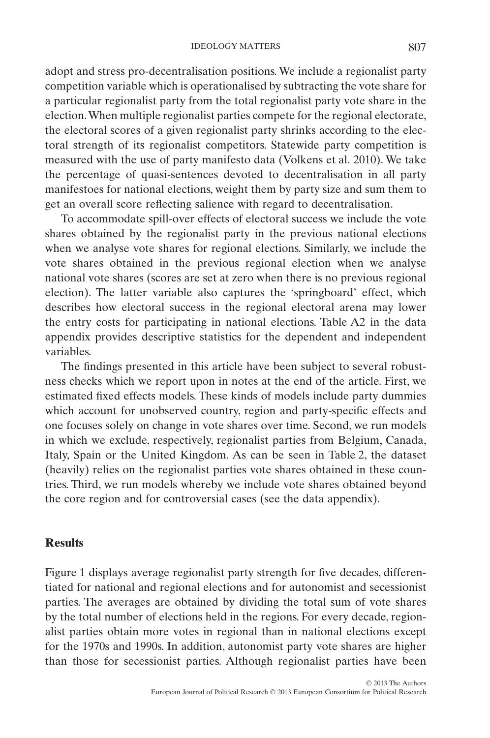adopt and stress pro-decentralisation positions. We include a regionalist party competition variable which is operationalised by subtracting the vote share for a particular regionalist party from the total regionalist party vote share in the election. When multiple regionalist parties compete for the regional electorate, the electoral scores of a given regionalist party shrinks according to the electoral strength of its regionalist competitors. Statewide party competition is measured with the use of party manifesto data (Volkens et al. 2010). We take the percentage of quasi-sentences devoted to decentralisation in all party manifestoes for national elections, weight them by party size and sum them to get an overall score reflecting salience with regard to decentralisation.

To accommodate spill-over effects of electoral success we include the vote shares obtained by the regionalist party in the previous national elections when we analyse vote shares for regional elections. Similarly, we include the vote shares obtained in the previous regional election when we analyse national vote shares (scores are set at zero when there is no previous regional election). The latter variable also captures the 'springboard' effect, which describes how electoral success in the regional electoral arena may lower the entry costs for participating in national elections. Table A2 in the data appendix provides descriptive statistics for the dependent and independent variables.

The findings presented in this article have been subject to several robustness checks which we report upon in notes at the end of the article. First, we estimated fixed effects models. These kinds of models include party dummies which account for unobserved country, region and party-specific effects and one focuses solely on change in vote shares over time. Second, we run models in which we exclude, respectively, regionalist parties from Belgium, Canada, Italy, Spain or the United Kingdom. As can be seen in Table 2, the dataset (heavily) relies on the regionalist parties vote shares obtained in these countries. Third, we run models whereby we include vote shares obtained beyond the core region and for controversial cases (see the data appendix).

## Results

Figure 1 displays average regionalist party strength for five decades, differentiated for national and regional elections and for autonomist and secessionist parties. The averages are obtained by dividing the total sum of vote shares by the total number of elections held in the regions. For every decade, regionalist parties obtain more votes in regional than in national elections except for the 1970s and 1990s. In addition, autonomist party vote shares are higher than those for secessionist parties. Although regionalist parties have been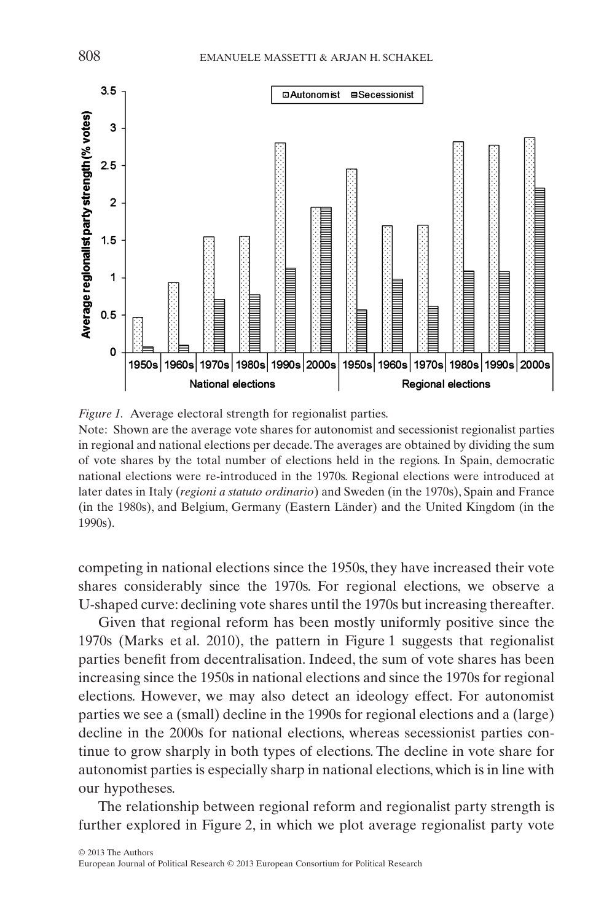*Figure 1.* Average electoral strength for regionalist parties.

Note: Shown are the average vote shares for autonomist and secessionist regionalist parties in regional and national elections per decade. The averages are obtained by dividing the sum of vote shares by the total number of elections held in the regions. In Spain, democratic national elections were re-introduced in the 1970s. Regional elections were introduced at later dates in Italy (*regioni a statuto ordinario*) and Sweden (in the 1970s), Spain and France (in the 1980s), and Belgium, Germany (Eastern Länder) and the United Kingdom (in the 1990s).

competing in national elections since the 1950s, they have increased their vote shares considerably since the 1970s. For regional elections, we observe a U-shaped curve: declining vote shares until the 1970s but increasing thereafter.

Given that regional reform has been mostly uniformly positive since the 1970s (Marks et al. 2010), the pattern in Figure 1 suggests that regionalist parties benefit from decentralisation. Indeed, the sum of vote shares has been increasing since the 1950s in national elections and since the 1970s for regional elections. However, we may also detect an ideology effect. For autonomist parties we see a (small) decline in the 1990s for regional elections and a (large) decline in the 2000s for national elections, whereas secessionist parties continue to grow sharply in both types of elections. The decline in vote share for autonomist parties is especially sharp in national elections, which is in line with our hypotheses.

The relationship between regional reform and regionalist party strength is further explored in Figure 2, in which we plot average regionalist party vote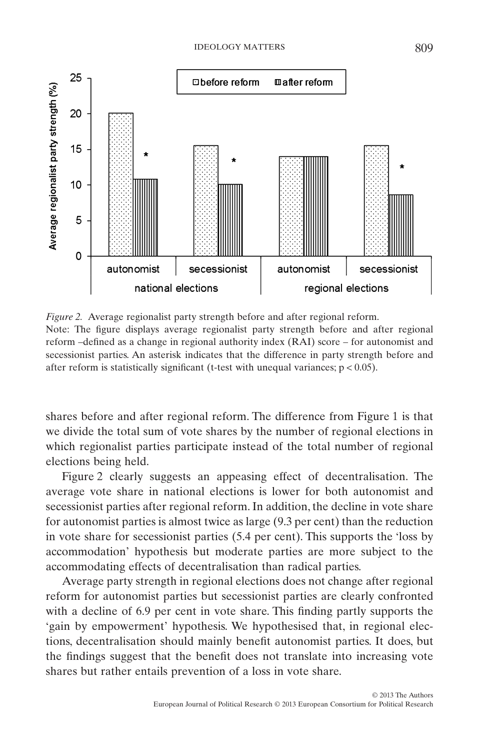*Figure 2.* Average regionalist party strength before and after regional reform.
Note: The figure displays average regionalist party strength before and after regional reform –defined as a change in regional authority index (RAI) score – for autonomist and secessionist parties. An asterisk indicates that the difference in party strength before and after reform is statistically significant (t-test with unequal variances; $p < 0.05$).

shares before and after regional reform. The difference from Figure 1 is that we divide the total sum of vote shares by the number of regional elections in which regionalist parties participate instead of the total number of regional elections being held.

Figure 2 clearly suggests an appeasing effect of decentralisation. The average vote share in national elections is lower for both autonomist and secessionist parties after regional reform. In addition, the decline in vote share for autonomist parties is almost twice as large (9.3 per cent) than the reduction in vote share for secessionist parties (5.4 per cent). This supports the 'loss by accommodation' hypothesis but moderate parties are more subject to the accommodating effects of decentralisation than radical parties.

Average party strength in regional elections does not change after regional reform for autonomist parties but secessionist parties are clearly confronted with a decline of 6.9 per cent in vote share. This finding partly supports the 'gain by empowerment' hypothesis. We hypothesised that, in regional elections, decentralisation should mainly benefit autonomist parties. It does, but the findings suggest that the benefit does not translate into increasing vote shares but rather entails prevention of a loss in vote share.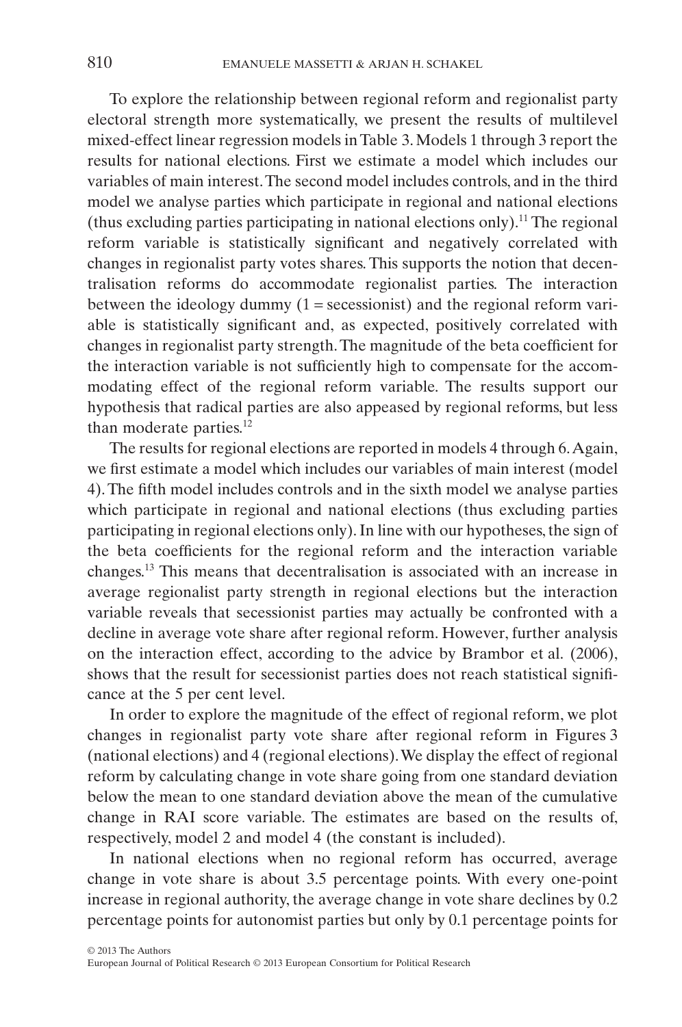To explore the relationship between regional reform and regionalist party electoral strength more systematically, we present the results of multilevel mixed-effect linear regression models in Table 3. Models 1 through 3 report the results for national elections. First we estimate a model which includes our variables of main interest. The second model includes controls, and in the third model we analyse parties which participate in regional and national elections (thus excluding parties participating in national elections only).[11] The regional reform variable is statistically significant and negatively correlated with changes in regionalist party votes shares. This supports the notion that decentralisation reforms do accommodate regionalist parties. The interaction between the ideology dummy (1 = secessionist) and the regional reform variable is statistically significant and, as expected, positively correlated with changes in regionalist party strength. The magnitude of the beta coefficient for the interaction variable is not sufficiently high to compensate for the accommodating effect of the regional reform variable. The results support our hypothesis that radical parties are also appeased by regional reforms, but less than moderate parties.[12]

The results for regional elections are reported in models 4 through 6. Again, we first estimate a model which includes our variables of main interest (model 4). The fifth model includes controls and in the sixth model we analyse parties which participate in regional and national elections (thus excluding parties participating in regional elections only). In line with our hypotheses, the sign of the beta coefficients for the regional reform and the interaction variable changes.[13] This means that decentralisation is associated with an increase in average regionalist party strength in regional elections but the interaction variable reveals that secessionist parties may actually be confronted with a decline in average vote share after regional reform. However, further analysis on the interaction effect, according to the advice by Brambor et al. (2006), shows that the result for secessionist parties does not reach statistical significance at the 5 per cent level.

In order to explore the magnitude of the effect of regional reform, we plot changes in regionalist party vote share after regional reform in Figures 3 (national elections) and 4 (regional elections). We display the effect of regional reform by calculating change in vote share going from one standard deviation below the mean to one standard deviation above the mean of the cumulative change in RAI score variable. The estimates are based on the results of, respectively, model 2 and model 4 (the constant is included).

In national elections when no regional reform has occurred, average change in vote share is about 3.5 percentage points. With every one-point increase in regional authority, the average change in vote share declines by 0.2 percentage points for autonomist parties but only by 0.1 percentage points for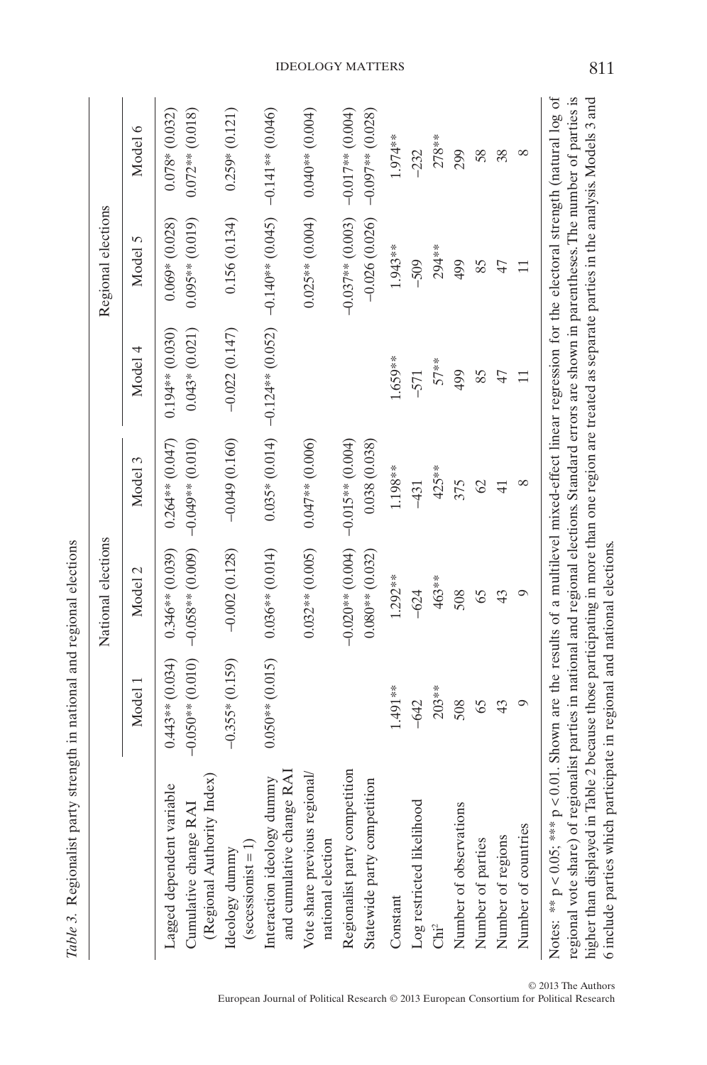*Table 3.* Regionalist party strength in national and regional elections

| | National elections | | | Regional elections | | |
|---|---|---|---|---|---|---|
| | Model 1 | Model 2 | Model 3 | Model 4 | Model 5 | Model 6 |
| Lagged dependent variable | 0.443** (0.034) | 0.346** (0.039) | 0.264** (0.047) | 0.194** (0.030) | 0.069* (0.028) | 0.078* (0.032) |
| Cumulative change RAI (Regional Authority Index) | −0.050** (0.010) | −0.058** (0.009) | −0.049** (0.010) | 0.043* (0.021) | 0.095** (0.019) | 0.072** (0.018) |
| Ideology dummy (secessionist = 1) | −0.355* (0.159) | −0.002 (0.128) | −0.049 (0.160) | −0.022 (0.147) | 0.156 (0.134) | 0.259* (0.121) |
| Interaction ideology dummy and cumulative change RAI | 0.050** (0.015) | 0.036** (0.014) | 0.035* (0.014) | −0.124** (0.052) | −0.140** (0.045) | −0.141** (0.046) |
| Vote share previous regional/ national election | | 0.032** (0.005) | 0.047** (0.006) | | 0.025** (0.004) | 0.040** (0.004) |
| Regionalist party competition | | −0.020** (0.004) | −0.015** (0.004) | | −0.037** (0.003) | −0.017** (0.004) |
| Statewide party competition | | 0.080** (0.032) | 0.038 (0.038) | | −0.026 (0.026) | −0.097** (0.028) |
| Constant | 1.491** | 1.292** | 1.198** | 1.659** | 1.943** | 1.974** |
| Log restricted likelihood | −642 | −624 | −431 | −571 | −509 | −232 |
| $Chi^2$ | 203** | 463** | 425** | 57** | 294** | 278** |
| Number of observations | 508 | 508 | 375 | 499 | 499 | 299 |
| Number of parties | 65 | 65 | 62 | 85 | 85 | 58 |
| Number of regions | 43 | 43 | 41 | 47 | 47 | 38 |
| Number of countries | 9 | 9 | 8 | 11 | 11 | 8 |

Notes: ** $p < 0.05$; *** $p < 0.01$. Shown are the results of a multilevel mixed-effect linear regression for the electoral strength (natural log of regional vote share) of regionalist parties in national and regional elections. Standard errors are shown in parentheses. The number of parties is higher than displayed in Table 2 because those participating in more than one region are treated as separate parties in the analysis. Models 3 and 6 include parties which participate in regional and national elections.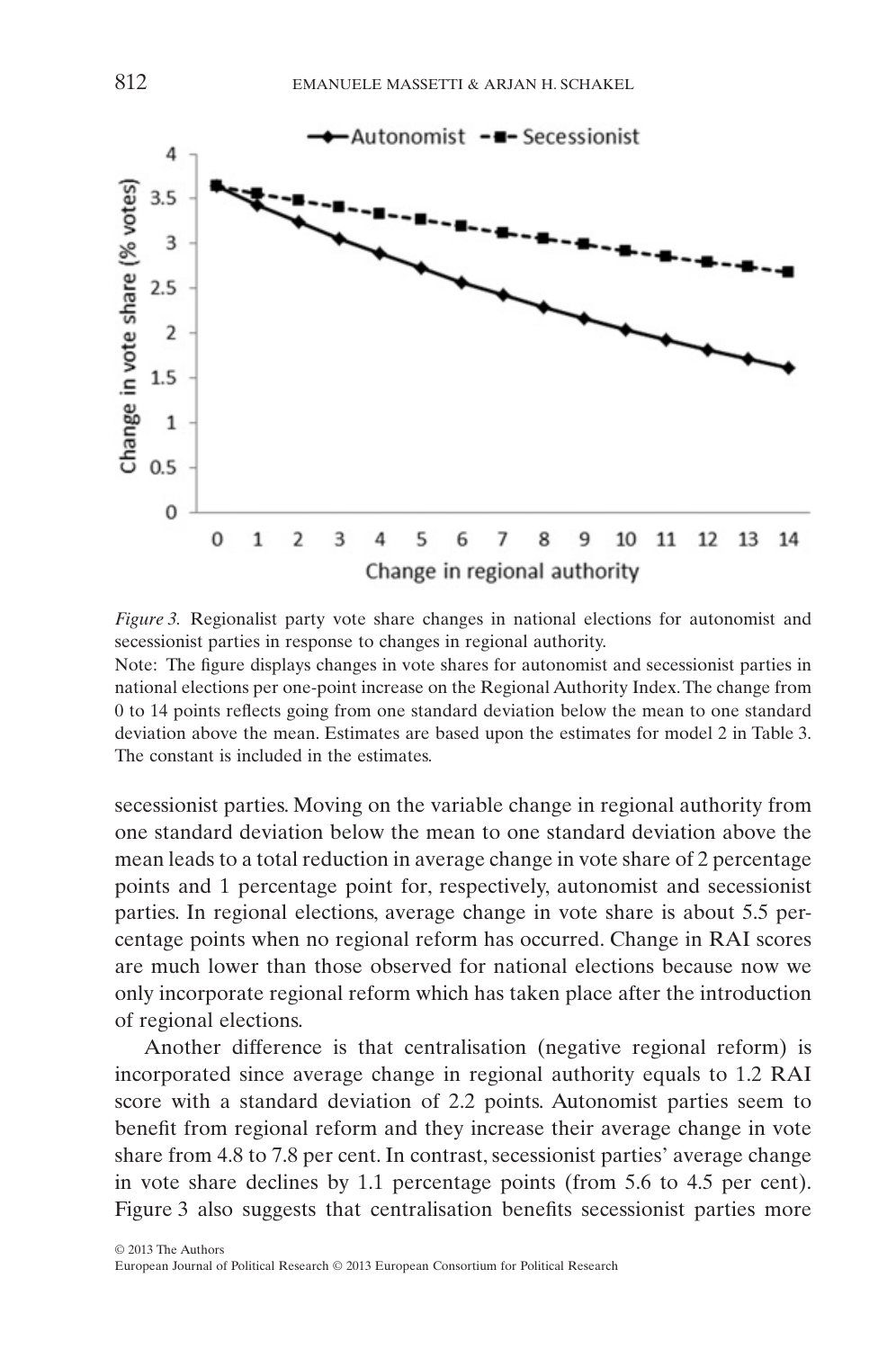*Figure 3.* Regionalist party vote share changes in national elections for autonomist and secessionist parties in response to changes in regional authority.

Note: The figure displays changes in vote shares for autonomist and secessionist parties in national elections per one-point increase on the Regional Authority Index. The change from 0 to 14 points reflects going from one standard deviation below the mean to one standard deviation above the mean. Estimates are based upon the estimates for model 2 in Table 3. The constant is included in the estimates.

secessionist parties. Moving on the variable change in regional authority from one standard deviation below the mean to one standard deviation above the mean leads to a total reduction in average change in vote share of 2 percentage points and 1 percentage point for, respectively, autonomist and secessionist parties. In regional elections, average change in vote share is about 5.5 percentage points when no regional reform has occurred. Change in RAI scores are much lower than those observed for national elections because now we only incorporate regional reform which has taken place after the introduction of regional elections.

Another difference is that centralisation (negative regional reform) is incorporated since average change in regional authority equals to 1.2 RAI score with a standard deviation of 2.2 points. Autonomist parties seem to benefit from regional reform and they increase their average change in vote share from 4.8 to 7.8 per cent. In contrast, secessionist parties' average change in vote share declines by 1.1 percentage points (from 5.6 to 4.5 per cent). Figure 3 also suggests that centralisation benefits secessionist parties more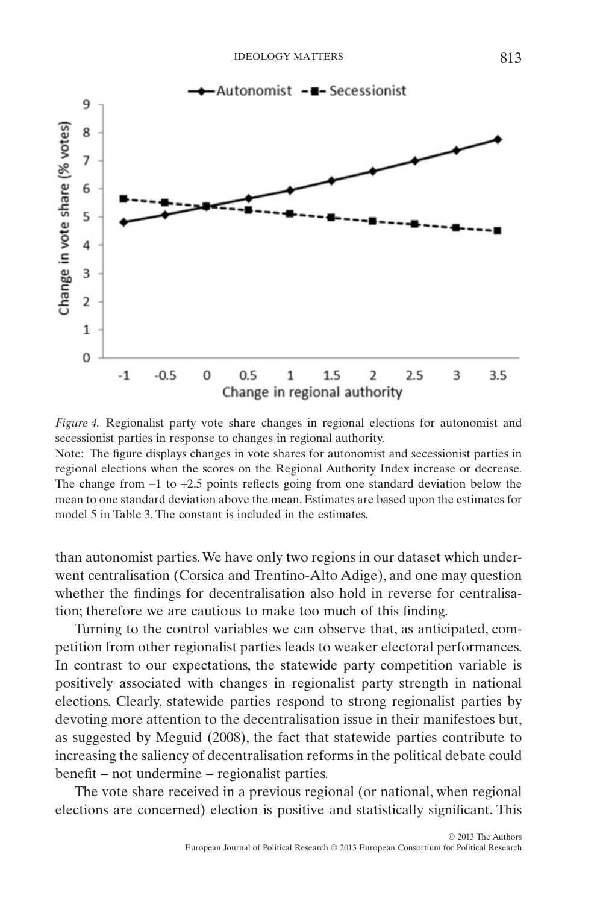*Figure 4.* Regionalist party vote share changes in regional elections for autonomist and secessionist parties in response to changes in regional authority.

Note: The figure displays changes in vote shares for autonomist and secessionist parties in regional elections when the scores on the Regional Authority Index increase or decrease. The change from –1 to +2.5 points reflects going from one standard deviation below the mean to one standard deviation above the mean. Estimates are based upon the estimates for model 5 in Table 3. The constant is included in the estimates.

than autonomist parties. We have only two regions in our dataset which underwent centralisation (Corsica and Trentino-Alto Adige), and one may question whether the findings for decentralisation also hold in reverse for centralisation; therefore we are cautious to make too much of this finding.

Turning to the control variables we can observe that, as anticipated, competition from other regionalist parties leads to weaker electoral performances. In contrast to our expectations, the statewide party competition variable is positively associated with changes in regionalist party strength in national elections. Clearly, statewide parties respond to strong regionalist parties by devoting more attention to the decentralisation issue in their manifestoes but, as suggested by Meguid (2008), the fact that statewide parties contribute to increasing the saliency of decentralisation reforms in the political debate could benefit – not undermine – regionalist parties.

The vote share received in a previous regional (or national, when regional elections are concerned) election is positive and statistically significant. This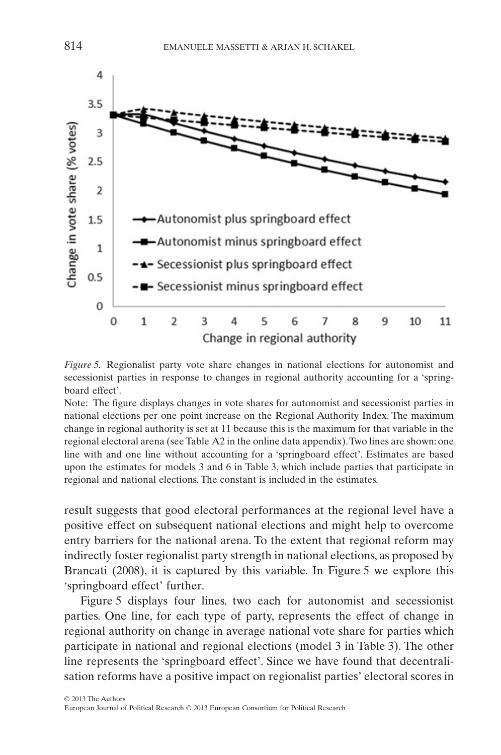*Figure 5.* Regionalist party vote share changes in national elections for autonomist and secessionist parties in response to changes in regional authority accounting for a 'springboard effect'.

Note: The figure displays changes in vote shares for autonomist and secessionist parties in national elections per one point increase on the Regional Authority Index. The maximum change in regional authority is set at 11 because this is the maximum for that variable in the regional electoral arena (see Table A2 in the online data appendix). Two lines are shown: one line with and one line without accounting for a 'springboard effect'. Estimates are based upon the estimates for models 3 and 6 in Table 3, which include parties that participate in regional and national elections. The constant is included in the estimates.

result suggests that good electoral performances at the regional level have a positive effect on subsequent national elections and might help to overcome entry barriers for the national arena. To the extent that regional reform may indirectly foster regionalist party strength in national elections, as proposed by Brancati (2008), it is captured by this variable. In Figure 5 we explore this 'springboard effect' further.

Figure 5 displays four lines, two each for autonomist and secessionist parties. One line, for each type of party, represents the effect of change in regional authority on change in average national vote share for parties which participate in national and regional elections (model 3 in Table 3). The other line represents the 'springboard effect'. Since we have found that decentralisation reforms have a positive impact on regionalist parties' electoral scores in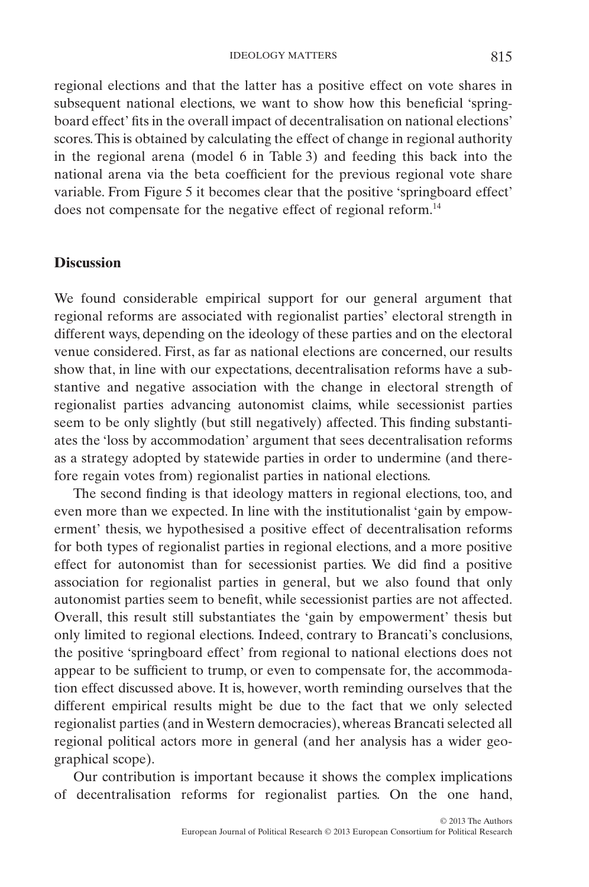regional elections and that the latter has a positive effect on vote shares in subsequent national elections, we want to show how this beneficial 'springboard effect' fits in the overall impact of decentralisation on national elections' scores. This is obtained by calculating the effect of change in regional authority in the regional arena (model 6 in Table 3) and feeding this back into the national arena via the beta coefficient for the previous regional vote share variable. From Figure 5 it becomes clear that the positive 'springboard effect' does not compensate for the negative effect of regional reform.[14]

## Discussion

We found considerable empirical support for our general argument that regional reforms are associated with regionalist parties' electoral strength in different ways, depending on the ideology of these parties and on the electoral venue considered. First, as far as national elections are concerned, our results show that, in line with our expectations, decentralisation reforms have a substantive and negative association with the change in electoral strength of regionalist parties advancing autonomist claims, while secessionist parties seem to be only slightly (but still negatively) affected. This finding substantiates the 'loss by accommodation' argument that sees decentralisation reforms as a strategy adopted by statewide parties in order to undermine (and therefore regain votes from) regionalist parties in national elections.

The second finding is that ideology matters in regional elections, too, and even more than we expected. In line with the institutionalist 'gain by empowerment' thesis, we hypothesised a positive effect of decentralisation reforms for both types of regionalist parties in regional elections, and a more positive effect for autonomist than for secessionist parties. We did find a positive association for regionalist parties in general, but we also found that only autonomist parties seem to benefit, while secessionist parties are not affected. Overall, this result still substantiates the 'gain by empowerment' thesis but only limited to regional elections. Indeed, contrary to Brancati's conclusions, the positive 'springboard effect' from regional to national elections does not appear to be sufficient to trump, or even to compensate for, the accommodation effect discussed above. It is, however, worth reminding ourselves that the different empirical results might be due to the fact that we only selected regionalist parties (and in Western democracies), whereas Brancati selected all regional political actors more in general (and her analysis has a wider geographical scope).

Our contribution is important because it shows the complex implications of decentralisation reforms for regionalist parties. On the one hand,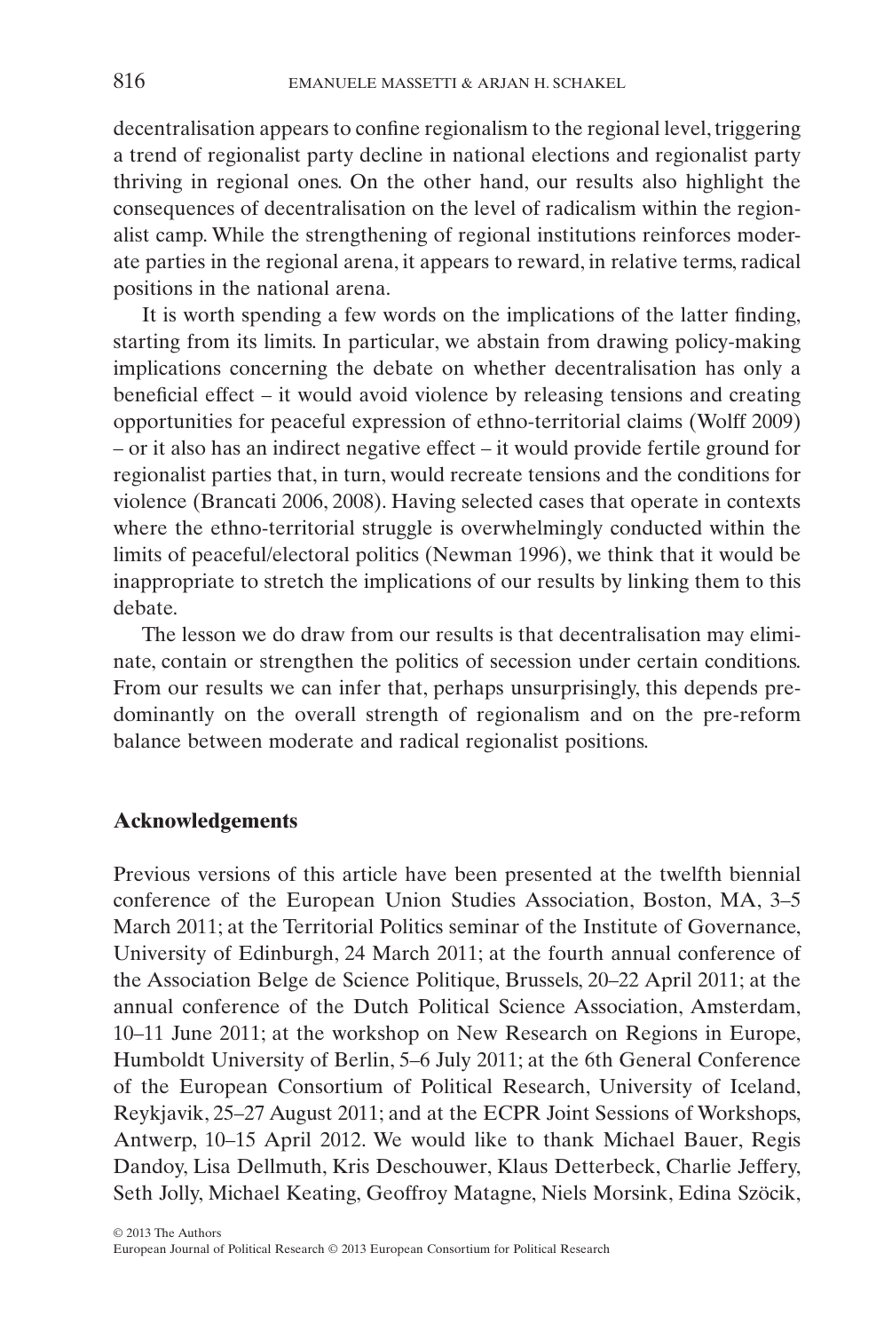decentralisation appears to confine regionalism to the regional level, triggering a trend of regionalist party decline in national elections and regionalist party thriving in regional ones. On the other hand, our results also highlight the consequences of decentralisation on the level of radicalism within the regionalist camp. While the strengthening of regional institutions reinforces moderate parties in the regional arena, it appears to reward, in relative terms, radical positions in the national arena.

It is worth spending a few words on the implications of the latter finding, starting from its limits. In particular, we abstain from drawing policy-making implications concerning the debate on whether decentralisation has only a beneficial effect – it would avoid violence by releasing tensions and creating opportunities for peaceful expression of ethno-territorial claims (Wolff 2009) – or it also has an indirect negative effect – it would provide fertile ground for regionalist parties that, in turn, would recreate tensions and the conditions for violence (Brancati 2006, 2008). Having selected cases that operate in contexts where the ethno-territorial struggle is overwhelmingly conducted within the limits of peaceful/electoral politics (Newman 1996), we think that it would be inappropriate to stretch the implications of our results by linking them to this debate.

The lesson we do draw from our results is that decentralisation may eliminate, contain or strengthen the politics of secession under certain conditions. From our results we can infer that, perhaps unsurprisingly, this depends predominantly on the overall strength of regionalism and on the pre-reform balance between moderate and radical regionalist positions.

## Acknowledgements

Previous versions of this article have been presented at the twelfth biennial conference of the European Union Studies Association, Boston, MA, 3–5 March 2011; at the Territorial Politics seminar of the Institute of Governance, University of Edinburgh, 24 March 2011; at the fourth annual conference of the Association Belge de Science Politique, Brussels, 20–22 April 2011; at the annual conference of the Dutch Political Science Association, Amsterdam, 10–11 June 2011; at the workshop on New Research on Regions in Europe, Humboldt University of Berlin, 5–6 July 2011; at the 6th General Conference of the European Consortium of Political Research, University of Iceland, Reykjavik, 25–27 August 2011; and at the ECPR Joint Sessions of Workshops, Antwerp, 10–15 April 2012. We would like to thank Michael Bauer, Regis Dandoy, Lisa Dellmuth, Kris Deschouwer, Klaus Detterbeck, Charlie Jeffery, Seth Jolly, Michael Keating, Geoffroy Matagne, Niels Morsink, Edina Szöcik,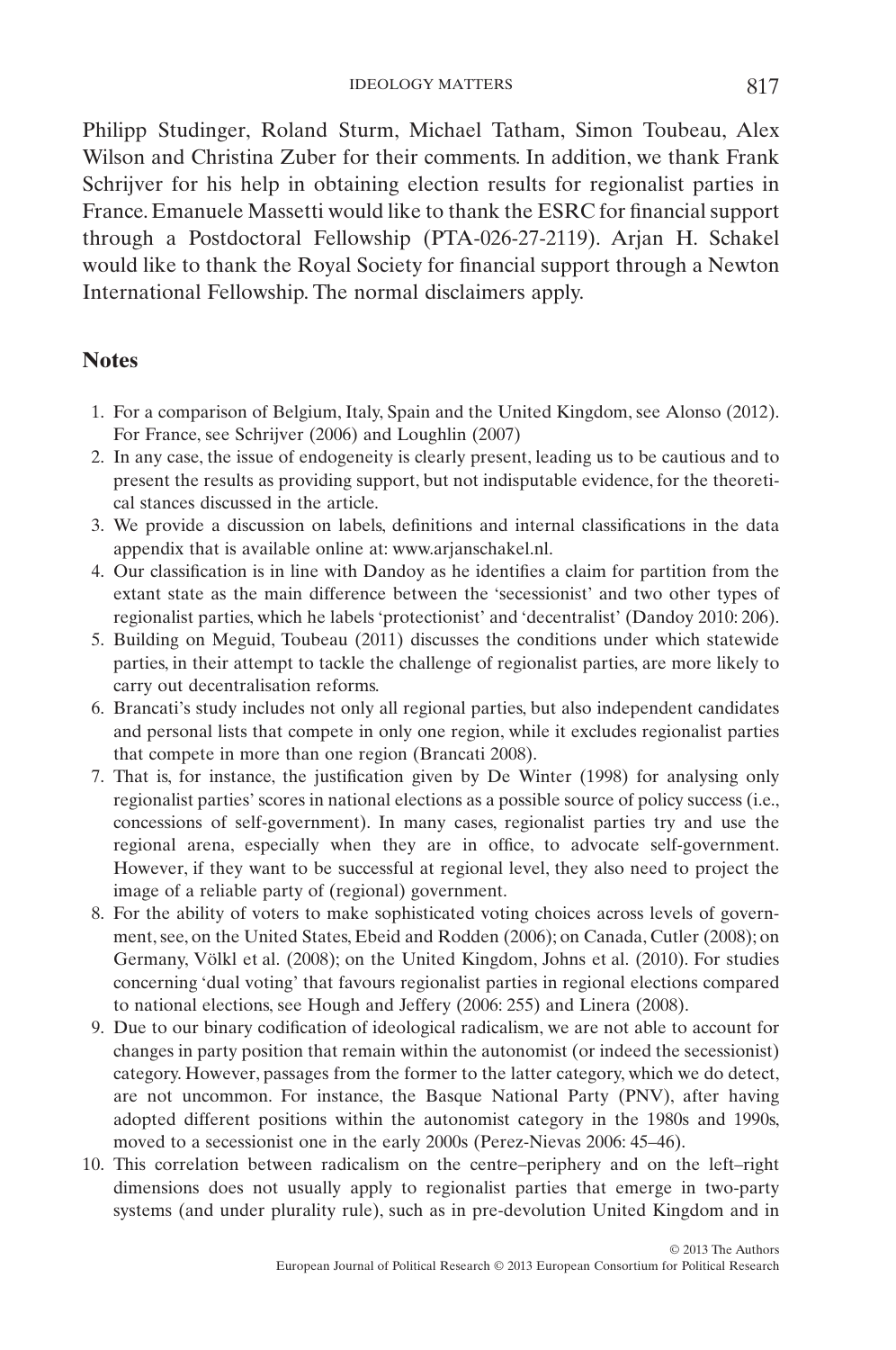Philipp Studinger, Roland Sturm, Michael Tatham, Simon Toubeau, Alex Wilson and Christina Zuber for their comments. In addition, we thank Frank Schrijver for his help in obtaining election results for regionalist parties in France. Emanuele Massetti would like to thank the ESRC for financial support through a Postdoctoral Fellowship (PTA-026-27-2119). Arjan H. Schakel would like to thank the Royal Society for financial support through a Newton International Fellowship. The normal disclaimers apply.

## Notes

1. For a comparison of Belgium, Italy, Spain and the United Kingdom, see Alonso (2012). For France, see Schrijver (2006) and Loughlin (2007)
2. In any case, the issue of endogeneity is clearly present, leading us to be cautious and to present the results as providing support, but not indisputable evidence, for the theoretical stances discussed in the article.
3. We provide a discussion on labels, definitions and internal classifications in the data appendix that is available online at: www.arjanschakel.nl.
4. Our classification is in line with Dandoy as he identifies a claim for partition from the extant state as the main difference between the 'secessionist' and two other types of regionalist parties, which he labels 'protectionist' and 'decentralist' (Dandoy 2010: 206).
5. Building on Meguid, Toubeau (2011) discusses the conditions under which statewide parties, in their attempt to tackle the challenge of regionalist parties, are more likely to carry out decentralisation reforms.
6. Brancati's study includes not only all regional parties, but also independent candidates and personal lists that compete in only one region, while it excludes regionalist parties that compete in more than one region (Brancati 2008).
7. That is, for instance, the justification given by De Winter (1998) for analysing only regionalist parties' scores in national elections as a possible source of policy success (i.e., concessions of self-government). In many cases, regionalist parties try and use the regional arena, especially when they are in office, to advocate self-government. However, if they want to be successful at regional level, they also need to project the image of a reliable party of (regional) government.
8. For the ability of voters to make sophisticated voting choices across levels of government, see, on the United States, Ebeid and Rodden (2006); on Canada, Cutler (2008); on Germany, Völkl et al. (2008); on the United Kingdom, Johns et al. (2010). For studies concerning 'dual voting' that favours regionalist parties in regional elections compared to national elections, see Hough and Jeffery (2006: 255) and Linera (2008).
9. Due to our binary codification of ideological radicalism, we are not able to account for changes in party position that remain within the autonomist (or indeed the secessionist) category. However, passages from the former to the latter category, which we do detect, are not uncommon. For instance, the Basque National Party (PNV), after having adopted different positions within the autonomist category in the 1980s and 1990s, moved to a secessionist one in the early 2000s (Perez-Nievas 2006: 45–46).
10. This correlation between radicalism on the centre–periphery and on the left–right dimensions does not usually apply to regionalist parties that emerge in two-party systems (and under plurality rule), such as in pre-devolution United Kingdom and in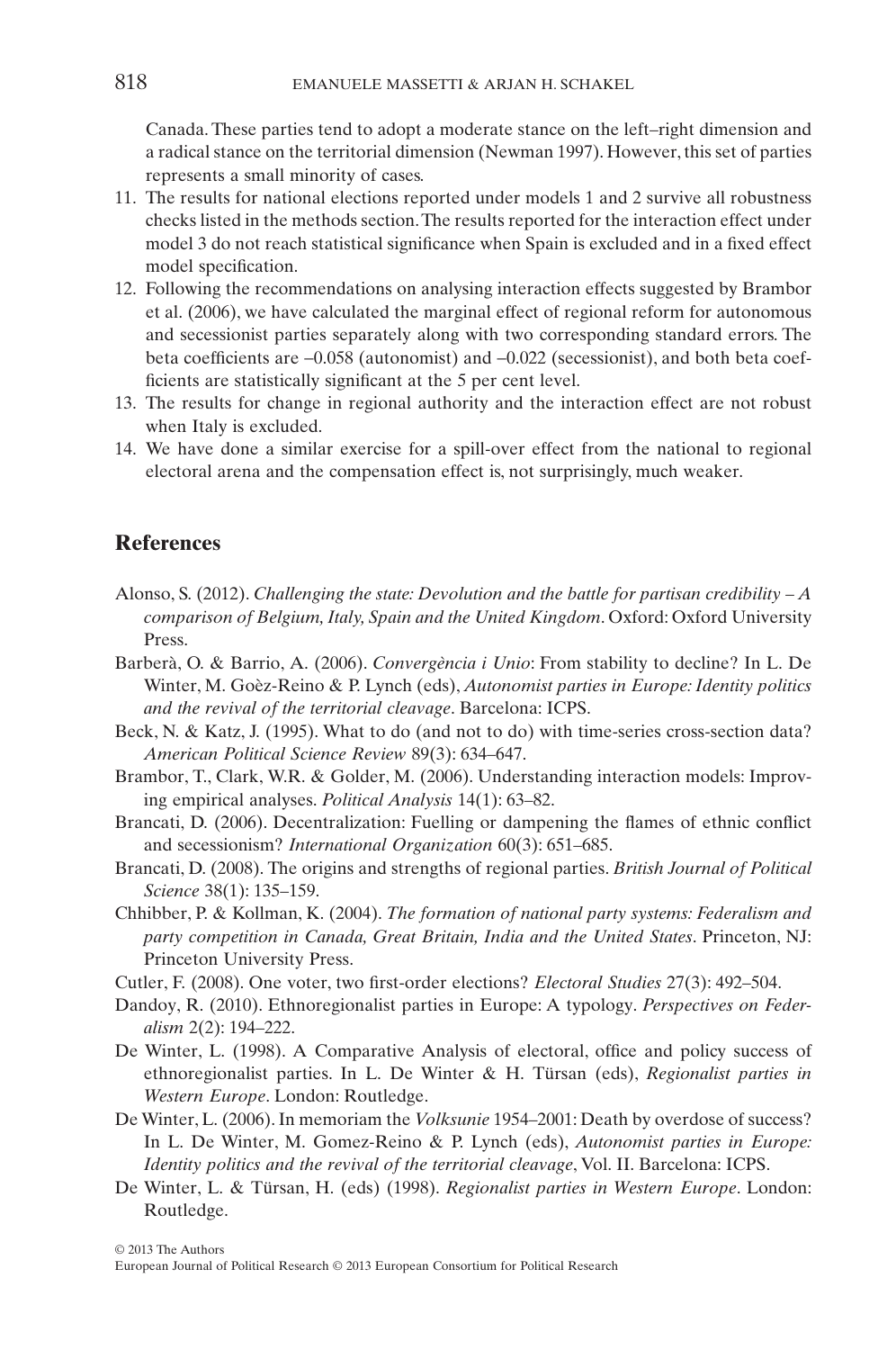Canada. These parties tend to adopt a moderate stance on the left–right dimension and a radical stance on the territorial dimension (Newman 1997). However, this set of parties represents a small minority of cases.

11. The results for national elections reported under models 1 and 2 survive all robustness checks listed in the methods section. The results reported for the interaction effect under model 3 do not reach statistical significance when Spain is excluded and in a fixed effect model specification.
12. Following the recommendations on analysing interaction effects suggested by Brambor et al. (2006), we have calculated the marginal effect of regional reform for autonomous and secessionist parties separately along with two corresponding standard errors. The beta coefficients are –0.058 (autonomist) and –0.022 (secessionist), and both beta coefficients are statistically significant at the 5 per cent level.
13. The results for change in regional authority and the interaction effect are not robust when Italy is excluded.
14. We have done a similar exercise for a spill-over effect from the national to regional electoral arena and the compensation effect is, not surprisingly, much weaker.

## References

Alonso, S. (2012). *Challenging the state: Devolution and the battle for partisan credibility – A comparison of Belgium, Italy, Spain and the United Kingdom*. Oxford: Oxford University Press.

Barberà, O. & Barrio, A. (2006). *Convergència i Unio*: From stability to decline? In L. De Winter, M. Goèz-Reino & P. Lynch (eds), *Autonomist parties in Europe: Identity politics and the revival of the territorial cleavage*. Barcelona: ICPS.

Beck, N. & Katz, J. (1995). What to do (and not to do) with time-series cross-section data? *American Political Science Review* 89(3): 634–647.

Brambor, T., Clark, W.R. & Golder, M. (2006). Understanding interaction models: Improving empirical analyses. *Political Analysis* 14(1): 63–82.

Brancati, D. (2006). Decentralization: Fuelling or dampening the flames of ethnic conflict and secessionism? *International Organization* 60(3): 651–685.

Brancati, D. (2008). The origins and strengths of regional parties. *British Journal of Political Science* 38(1): 135–159.

Chhibber, P. & Kollman, K. (2004). *The formation of national party systems: Federalism and party competition in Canada, Great Britain, India and the United States*. Princeton, NJ: Princeton University Press.

Cutler, F. (2008). One voter, two first-order elections? *Electoral Studies* 27(3): 492–504.

Dandoy, R. (2010). Ethnoregionalist parties in Europe: A typology. *Perspectives on Federalism* 2(2): 194–222.

De Winter, L. (1998). A Comparative Analysis of electoral, office and policy success of ethnoregionalist parties. In L. De Winter & H. Türsan (eds), *Regionalist parties in Western Europe*. London: Routledge.

De Winter, L. (2006). In memoriam the *Volksunie* 1954–2001: Death by overdose of success? In L. De Winter, M. Gomez-Reino & P. Lynch (eds), *Autonomist parties in Europe: Identity politics and the revival of the territorial cleavage*, Vol. II. Barcelona: ICPS.

De Winter, L. & Türsan, H. (eds) (1998). *Regionalist parties in Western Europe*. London: Routledge.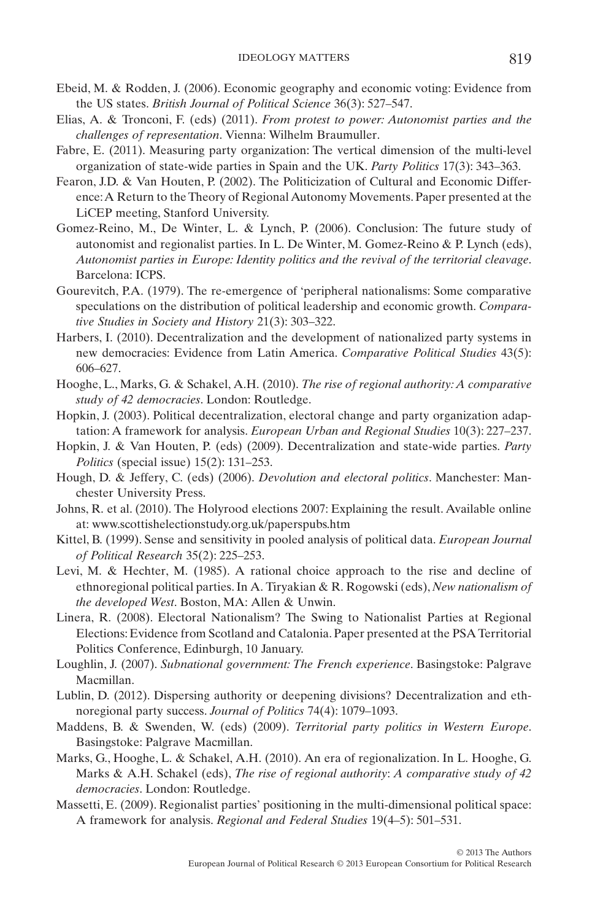Ebeid, M. & Rodden, J. (2006). Economic geography and economic voting: Evidence from the US states. *British Journal of Political Science* 36(3): 527–547.

Elias, A. & Tronconi, F. (eds) (2011). *From protest to power: Autonomist parties and the challenges of representation*. Vienna: Wilhelm Braumuller.

Fabre, E. (2011). Measuring party organization: The vertical dimension of the multi-level organization of state-wide parties in Spain and the UK. *Party Politics* 17(3): 343–363.

Fearon, J.D. & Van Houten, P. (2002). The Politicization of Cultural and Economic Difference: A Return to the Theory of Regional Autonomy Movements. Paper presented at the LiCEP meeting, Stanford University.

Gomez-Reino, M., De Winter, L. & Lynch, P. (2006). Conclusion: The future study of autonomist and regionalist parties. In L. De Winter, M. Gomez-Reino & P. Lynch (eds), *Autonomist parties in Europe: Identity politics and the revival of the territorial cleavage*. Barcelona: ICPS.

Gourevitch, P.A. (1979). The re-emergence of 'peripheral nationalisms: Some comparative speculations on the distribution of political leadership and economic growth. *Comparative Studies in Society and History* 21(3): 303–322.

Harbers, I. (2010). Decentralization and the development of nationalized party systems in new democracies: Evidence from Latin America. *Comparative Political Studies* 43(5): 606–627.

Hooghe, L., Marks, G. & Schakel, A.H. (2010). *The rise of regional authority: A comparative study of 42 democracies*. London: Routledge.

Hopkin, J. (2003). Political decentralization, electoral change and party organization adaptation: A framework for analysis. *European Urban and Regional Studies* 10(3): 227–237.

Hopkin, J. & Van Houten, P. (eds) (2009). Decentralization and state-wide parties. *Party Politics* (special issue) 15(2): 131–253.

Hough, D. & Jeffery, C. (eds) (2006). *Devolution and electoral politics*. Manchester: Manchester University Press.

Johns, R. et al. (2010). The Holyrood elections 2007: Explaining the result. Available online at: www.scottishelectionstudy.org.uk/paperspubs.htm

Kittel, B. (1999). Sense and sensitivity in pooled analysis of political data. *European Journal of Political Research* 35(2): 225–253.

Levi, M. & Hechter, M. (1985). A rational choice approach to the rise and decline of ethnoregional political parties. In A. Tiryakian & R. Rogowski (eds), *New nationalism of the developed West*. Boston, MA: Allen & Unwin.

Linera, R. (2008). Electoral Nationalism? The Swing to Nationalist Parties at Regional Elections: Evidence from Scotland and Catalonia. Paper presented at the PSA Territorial Politics Conference, Edinburgh, 10 January.

Loughlin, J. (2007). *Subnational government: The French experience*. Basingstoke: Palgrave Macmillan.

Lublin, D. (2012). Dispersing authority or deepening divisions? Decentralization and ethnoregional party success. *Journal of Politics* 74(4): 1079–1093.

Maddens, B. & Swenden, W. (eds) (2009). *Territorial party politics in Western Europe*. Basingstoke: Palgrave Macmillan.

Marks, G., Hooghe, L. & Schakel, A.H. (2010). An era of regionalization. In L. Hooghe, G. Marks & A.H. Schakel (eds), *The rise of regional authority*: *A comparative study of 42 democracies*. London: Routledge.

Massetti, E. (2009). Regionalist parties' positioning in the multi-dimensional political space: A framework for analysis. *Regional and Federal Studies* 19(4–5): 501–531.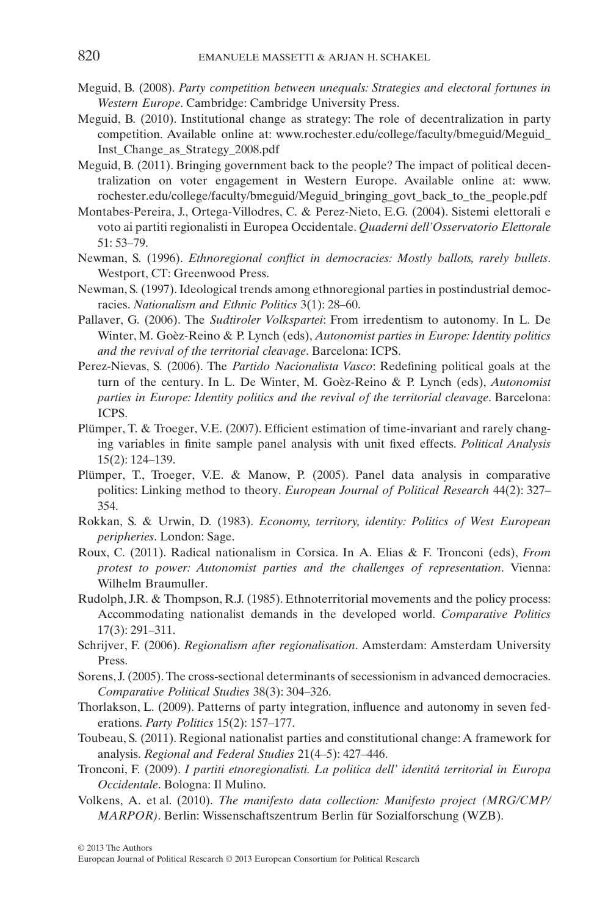Meguid, B. (2008). *Party competition between unequals: Strategies and electoral fortunes in Western Europe*. Cambridge: Cambridge University Press.

Meguid, B. (2010). Institutional change as strategy: The role of decentralization in party competition. Available online at: www.rochester.edu/college/faculty/bmeguid/Meguid_Inst_Change_as_Strategy_2008.pdf

Meguid, B. (2011). Bringing government back to the people? The impact of political decentralization on voter engagement in Western Europe. Available online at: www.rochester.edu/college/faculty/bmeguid/Meguid_bringing_govt_back_to_the_people.pdf

Montabes-Pereira, J., Ortega-Villodres, C. & Perez-Nieto, E.G. (2004). Sistemi elettorali e voto ai partiti regionalisti in Europea Occidentale. *Quaderni dell'Osservatorio Elettorale* 51: 53–79.

Newman, S. (1996). *Ethnoregional conflict in democracies: Mostly ballots, rarely bullets*. Westport, CT: Greenwood Press.

Newman, S. (1997). Ideological trends among ethnoregional parties in postindustrial democracies. *Nationalism and Ethnic Politics* 3(1): 28–60.

Pallaver, G. (2006). The *Sudtiroler Volkspartei*: From irredentism to autonomy. In L. De Winter, M. Goèz-Reino & P. Lynch (eds), *Autonomist parties in Europe: Identity politics and the revival of the territorial cleavage*. Barcelona: ICPS.

Perez-Nievas, S. (2006). The *Partido Nacionalista Vasco*: Redefining political goals at the turn of the century. In L. De Winter, M. Goèz-Reino & P. Lynch (eds), *Autonomist parties in Europe: Identity politics and the revival of the territorial cleavage*. Barcelona: ICPS.

Plümper, T. & Troeger, V.E. (2007). Efficient estimation of time-invariant and rarely changing variables in finite sample panel analysis with unit fixed effects. *Political Analysis* 15(2): 124–139.

Plümper, T., Troeger, V.E. & Manow, P. (2005). Panel data analysis in comparative politics: Linking method to theory. *European Journal of Political Research* 44(2): 327–354.

Rokkan, S. & Urwin, D. (1983). *Economy, territory, identity: Politics of West European peripheries*. London: Sage.

Roux, C. (2011). Radical nationalism in Corsica. In A. Elias & F. Tronconi (eds), *From protest to power: Autonomist parties and the challenges of representation*. Vienna: Wilhelm Braumuller.

Rudolph, J.R. & Thompson, R.J. (1985). Ethnoterritorial movements and the policy process: Accommodating nationalist demands in the developed world. *Comparative Politics* 17(3): 291–311.

Schrijver, F. (2006). *Regionalism after regionalisation*. Amsterdam: Amsterdam University Press.

Sorens, J. (2005). The cross-sectional determinants of secessionism in advanced democracies. *Comparative Political Studies* 38(3): 304–326.

Thorlakson, L. (2009). Patterns of party integration, influence and autonomy in seven federations. *Party Politics* 15(2): 157–177.

Toubeau, S. (2011). Regional nationalist parties and constitutional change: A framework for analysis. *Regional and Federal Studies* 21(4–5): 427–446.

Tronconi, F. (2009). *I partiti etnoregionalisti. La politica dell' identitá territorial in Europa Occidentale*. Bologna: Il Mulino.

Volkens, A. et al. (2010). *The manifesto data collection: Manifesto project (MRG/CMP/MARPOR)*. Berlin: Wissenschaftszentrum Berlin für Sozialforschung (WZB).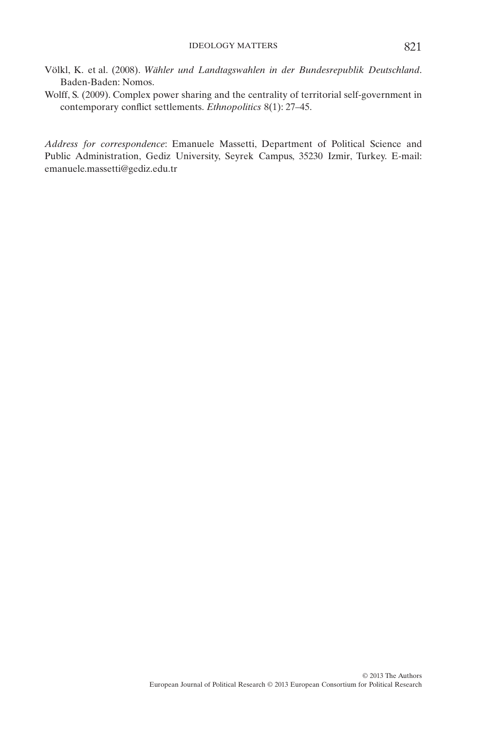Völkl, K. et al. (2008). *Wähler und Landtagswahlen in der Bundesrepublik Deutschland*. Baden-Baden: Nomos.

Wolff, S. (2009). Complex power sharing and the centrality of territorial self-government in contemporary conflict settlements. *Ethnopolitics* 8(1): 27–45.

*Address for correspondence*: Emanuele Massetti, Department of Political Science and Public Administration, Gediz University, Seyrek Campus, 35230 Izmir, Turkey. E-mail: emanuele.massetti@gediz.edu.tr